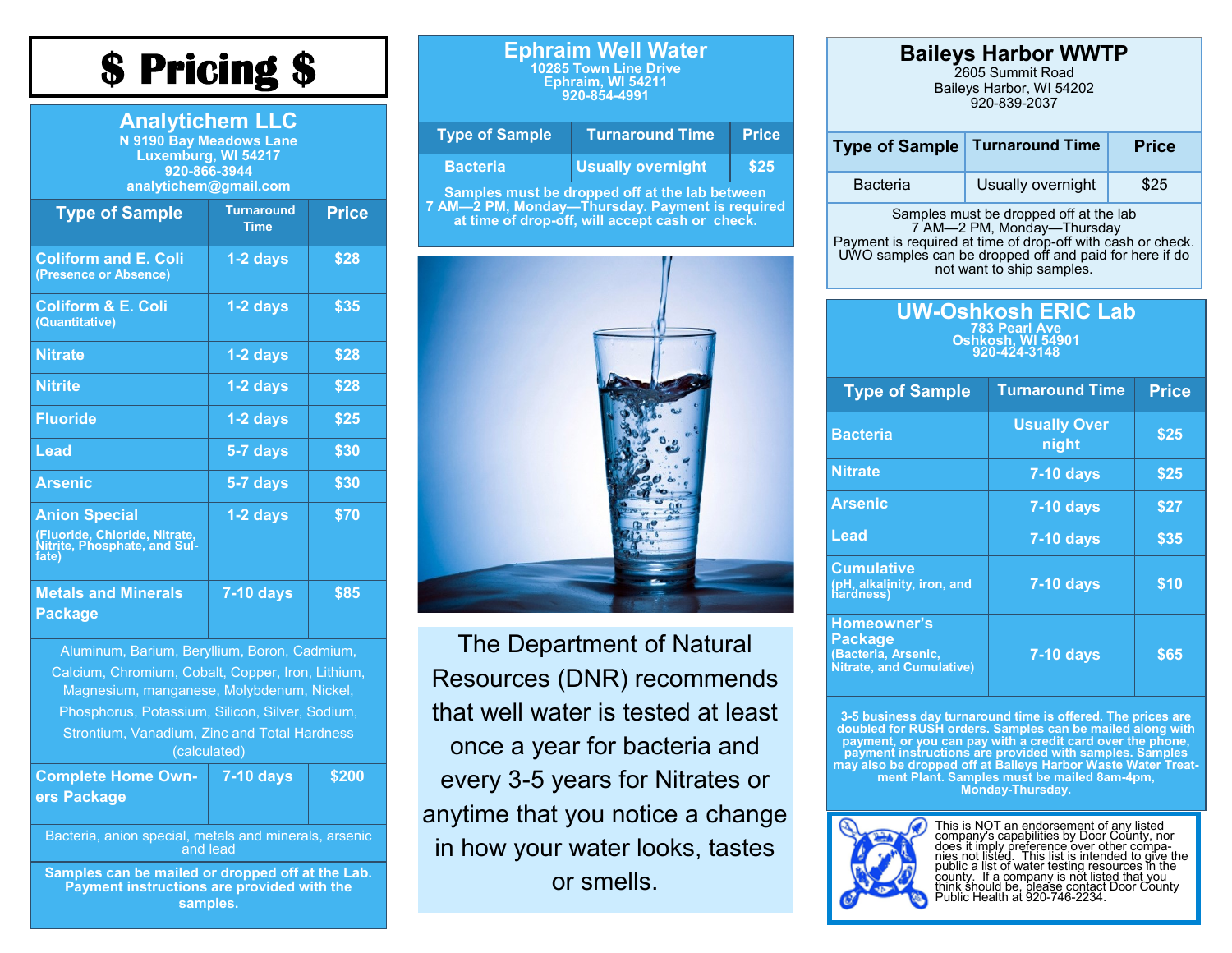# $ Pricing $

## Analytichem LLC

N 9190 Bay Meadows Lane
Luxemburg, WI 54217
920-866-3944
analytichem@gmail.com

| Type of Sample | Turnaround Time | Price |
|---|---|---|
| Coliform and E. Coli (Presence or Absence) | 1-2 days | $28 |
| Coliform & E. Coli (Quantitative) | 1-2 days | $35 |
| Nitrate | 1-2 days | $28 |
| Nitrite | 1-2 days | $28 |
| Fluoride | 1-2 days | $25 |
| Lead | 5-7 days | $30 |
| Arsenic | 5-7 days | $30 |
| Anion Special (Fluoride, Chloride, Nitrate, Nitrite, Phosphate, and Sulfate) | 1-2 days | $70 |
| Metals and Minerals Package | 7-10 days | $85 |
| Aluminum, Barium, Beryllium, Boron, Cadmium, Calcium, Chromium, Cobalt, Copper, Iron, Lithium, Magnesium, manganese, Molybdenum, Nickel, Phosphorus, Potassium, Silicon, Silver, Sodium, Strontium, Vanadium, Zinc and Total Hardness (calculated) | | |
| Complete Home Owners Package | 7-10 days | $200 |
| Bacteria, anion special, metals and minerals, arsenic and lead | | |

**Samples can be mailed or dropped off at the Lab. Payment instructions are provided with the samples.**

## Ephraim Well Water

10285 Town Line Drive
Ephraim, WI 54211
920-854-4991

| Type of Sample | Turnaround Time | Price |
|---|---|---|
| Bacteria | Usually overnight | $25 |

Samples must be dropped off at the lab between 7 AM—2 PM, Monday—Thursday. Payment is required at time of drop-off, will accept cash or check.

The Department of Natural Resources (DNR) recommends that well water is tested at least once a year for bacteria and every 3-5 years for Nitrates or anytime that you notice a change in how your water looks, tastes or smells.

## Baileys Harbor WWTP

2605 Summit Road
Baileys Harbor, WI 54202
920-839-2037

| Type of Sample | Turnaround Time | Price |
|---|---|---|
| Bacteria | Usually overnight | $25 |

Samples must be dropped off at the lab 7 AM—2 PM, Monday—Thursday
Payment is required at time of drop-off with cash or check.
UWO samples can be dropped off and paid for here if do not want to ship samples.

## UW-Oshkosh ERIC Lab

783 Pearl Ave
Oshkosh, WI 54901
920-424-3148

| Type of Sample | Turnaround Time | Price |
|---|---|---|
| Bacteria | Usually Over night | $25 |
| Nitrate | 7-10 days | $25 |
| Arsenic | 7-10 days | $27 |
| Lead | 7-10 days | $35 |
| Cumulative (pH, alkalinity, iron, and hardness) | 7-10 days | $10 |
| Homeowner's Package (Bacteria, Arsenic, Nitrate, and Cumulative) | 7-10 days | $65 |

**3-5 business day turnaround time is offered. The prices are doubled for RUSH orders. Samples can be mailed along with payment, or you can pay with a credit card over the phone, payment instructions are provided with samples. Samples may also be dropped off at Baileys Harbor Waste Water Treatment Plant. Samples must be mailed 8am-4pm, Monday-Thursday.**

This is NOT an endorsement of any listed company's capabilities by Door County, nor does it imply preference over other companies not listed. This list is intended to give the public a list of water testing resources in the county. If a company is not listed that you think should be, please contact Door County Public Health at 920-746-2234.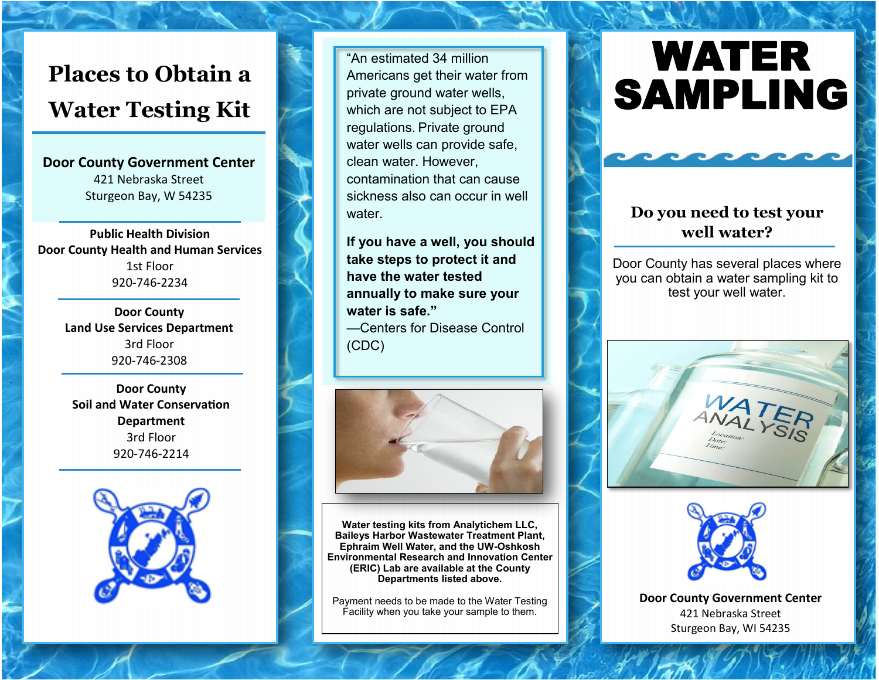# Places to Obtain a Water Testing Kit

**Door County Government Center**
421 Nebraska Street
Sturgeon Bay, W 54235

**Public Health Division**
**Door County Health and Human Services**
1st Floor
920-746-2234

**Door County**
**Land Use Services Department**
3rd Floor
920-746-2308

**Door County**
**Soil and Water Conservation Department**
3rd Floor
920-746-2214

"An estimated 34 million Americans get their water from private ground water wells, which are not subject to EPA regulations. Private ground water wells can provide safe, clean water. However, contamination that can cause sickness also can occur in well water.

**If you have a well, you should take steps to protect it and have the water tested annually to make sure your water is safe."**

—Centers for Disease Control (CDC)

**Water testing kits from Analytichem LLC, Baileys Harbor Wastewater Treatment Plant, Ephraim Well Water, and the UW-Oshkosh Environmental Research and Innovation Center (ERIC) Lab are available at the County Departments listed above.**

Payment needs to be made to the Water Testing Facility when you take your sample to them.

# WATER SAMPLING

## Do you need to test your well water?

Door County has several places where you can obtain a water sampling kit to test your well water.

**Door County Government Center**
421 Nebraska Street
Sturgeon Bay, WI 54235